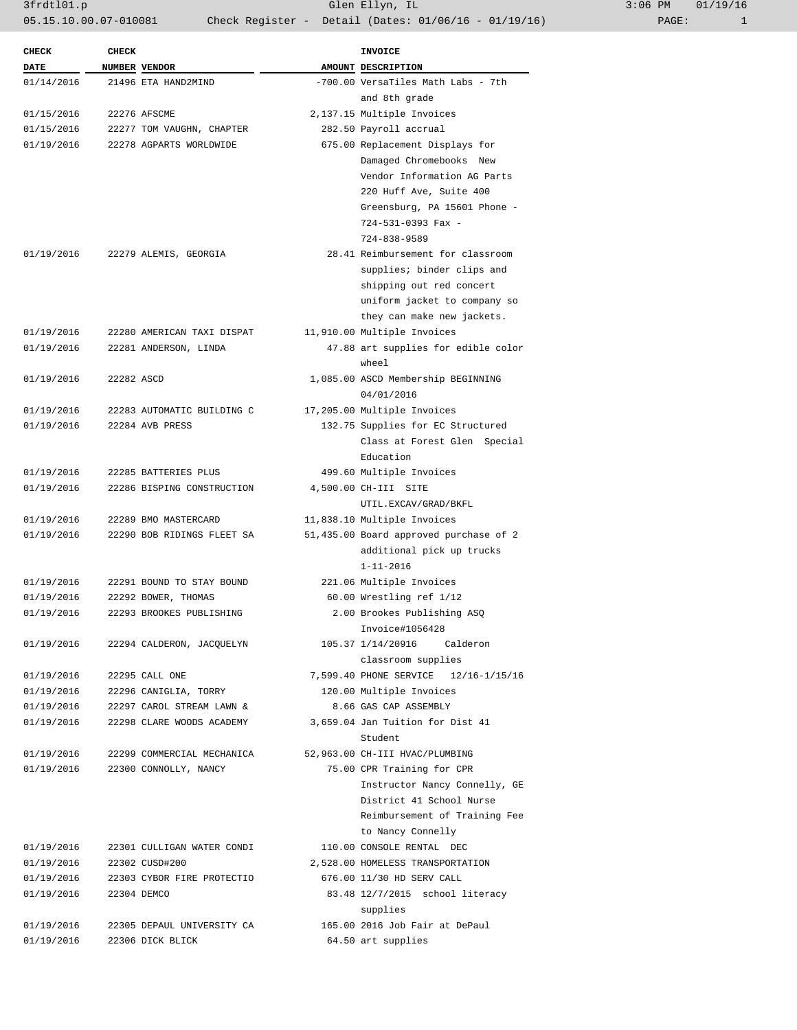| CHECK DATE | CHECK NUMBER | VENDOR | AMOUNT | INVOICE DESCRIPTION |
|---|---|---|---|---|
| 01/14/2016 | 21496 | ETA HAND2MIND | -700.00 | VersaTiles Math Labs - 7th and 8th grade |
| 01/15/2016 | 22276 | AFSCME | 2,137.15 | Multiple Invoices |
| 01/15/2016 | 22277 | TOM VAUGHN, CHAPTER | 282.50 | Payroll accrual |
| 01/19/2016 | 22278 | AGPARTS WORLDWIDE | 675.00 | Replacement Displays for Damaged Chromebooks New Vendor Information AG Parts 220 Huff Ave, Suite 400 Greensburg, PA 15601 Phone - 724-531-0393 Fax - 724-838-9589 |
| 01/19/2016 | 22279 | ALEMIS, GEORGIA | 28.41 | Reimbursement for classroom supplies; binder clips and shipping out red concert uniform jacket to company so they can make new jackets. |
| 01/19/2016 | 22280 | AMERICAN TAXI DISPAT | 11,910.00 | Multiple Invoices |
| 01/19/2016 | 22281 | ANDERSON, LINDA | 47.88 | art supplies for edible color wheel |
| 01/19/2016 | 22282 | ASCD | 1,085.00 | ASCD Membership BEGINNING 04/01/2016 |
| 01/19/2016 | 22283 | AUTOMATIC BUILDING C | 17,205.00 | Multiple Invoices |
| 01/19/2016 | 22284 | AVB PRESS | 132.75 | Supplies for EC Structured Class at Forest Glen Special Education |
| 01/19/2016 | 22285 | BATTERIES PLUS | 499.60 | Multiple Invoices |
| 01/19/2016 | 22286 | BISPING CONSTRUCTION | 4,500.00 | CH-III SITE UTIL.EXCAV/GRAD/BKFL |
| 01/19/2016 | 22289 | BMO MASTERCARD | 11,838.10 | Multiple Invoices |
| 01/19/2016 | 22290 | BOB RIDINGS FLEET SA | 51,435.00 | Board approved purchase of 2 additional pick up trucks 1-11-2016 |
| 01/19/2016 | 22291 | BOUND TO STAY BOUND | 221.06 | Multiple Invoices |
| 01/19/2016 | 22292 | BOWER, THOMAS | 60.00 | Wrestling ref 1/12 |
| 01/19/2016 | 22293 | BROOKES PUBLISHING | 2.00 | Brookes Publishing ASQ Invoice#1056428 |
| 01/19/2016 | 22294 | CALDERON, JACQUELYN | 105.37 | 1/14/20916 Calderon classroom supplies |
| 01/19/2016 | 22295 | CALL ONE | 7,599.40 | PHONE SERVICE 12/16-1/15/16 |
| 01/19/2016 | 22296 | CANIGLIA, TORRY | 120.00 | Multiple Invoices |
| 01/19/2016 | 22297 | CAROL STREAM LAWN & | 8.66 | GAS CAP ASSEMBLY |
| 01/19/2016 | 22298 | CLARE WOODS ACADEMY | 3,659.04 | Jan Tuition for Dist 41 Student |
| 01/19/2016 | 22299 | COMMERCIAL MECHANICA | 52,963.00 | CH-III HVAC/PLUMBING |
| 01/19/2016 | 22300 | CONNOLLY, NANCY | 75.00 | CPR Training for CPR Instructor Nancy Connelly, GE District 41 School Nurse Reimbursement of Training Fee to Nancy Connelly |
| 01/19/2016 | 22301 | CULLIGAN WATER CONDI | 110.00 | CONSOLE RENTAL DEC |
| 01/19/2016 | 22302 | CUSD#200 | 2,528.00 | HOMELESS TRANSPORTATION |
| 01/19/2016 | 22303 | CYBOR FIRE PROTECTIO | 676.00 | 11/30 HD SERV CALL |
| 01/19/2016 | 22304 | DEMCO | 83.48 | 12/7/2015 school literacy supplies |
| 01/19/2016 | 22305 | DEPAUL UNIVERSITY CA | 165.00 | 2016 Job Fair at DePaul |
| 01/19/2016 | 22306 | DICK BLICK | 64.50 | art supplies |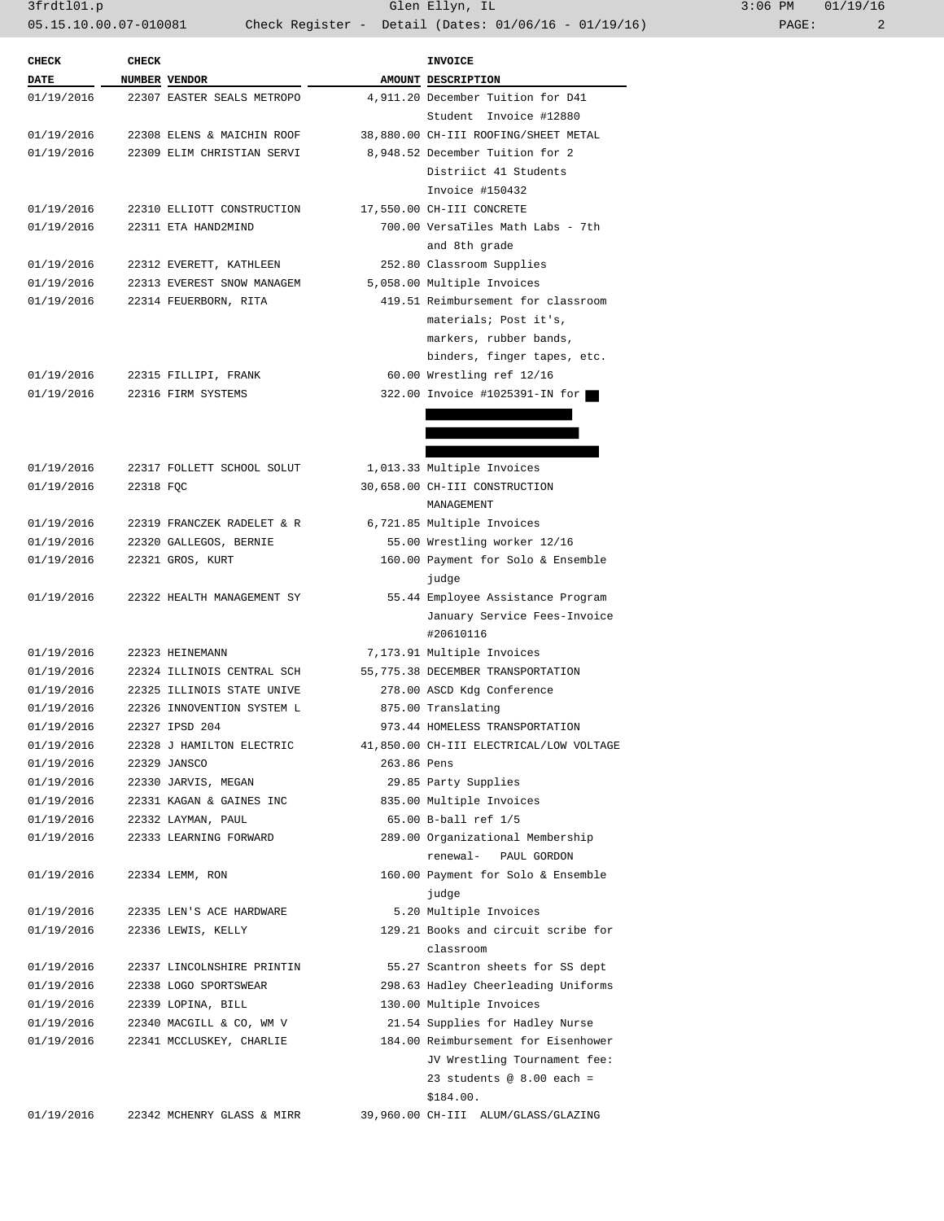| CHECK DATE | CHECK NUMBER | VENDOR | AMOUNT | INVOICE DESCRIPTION |
|---|---|---|---|---|
| 01/19/2016 | 22307 | EASTER SEALS METROPO | 4,911.20 | December Tuition for D41 Student Invoice #12880 |
| 01/19/2016 | 22308 | ELENS & MAICHIN ROOF | 38,880.00 | CH-III ROOFING/SHEET METAL |
| 01/19/2016 | 22309 | ELIM CHRISTIAN SERVI | 8,948.52 | December Tuition for 2 Distriict 41 Students Invoice #150432 |
| 01/19/2016 | 22310 | ELLIOTT CONSTRUCTION | 17,550.00 | CH-III CONCRETE |
| 01/19/2016 | 22311 | ETA HAND2MIND | 700.00 | VersaTiles Math Labs - 7th and 8th grade |
| 01/19/2016 | 22312 | EVERETT, KATHLEEN | 252.80 | Classroom Supplies |
| 01/19/2016 | 22313 | EVEREST SNOW MANAGEM | 5,058.00 | Multiple Invoices |
| 01/19/2016 | 22314 | FEUERBORN, RITA | 419.51 | Reimbursement for classroom materials; Post it's, markers, rubber bands, binders, finger tapes, etc. |
| 01/19/2016 | 22315 | FILLIPI, FRANK | 60.00 | Wrestling ref 12/16 |
| 01/19/2016 | 22316 | FIRM SYSTEMS | 322.00 | Invoice #1025391-IN for |
| 01/19/2016 | 22317 | FOLLETT SCHOOL SOLUT | 1,013.33 | Multiple Invoices |
| 01/19/2016 | 22318 | FQC | 30,658.00 | CH-III CONSTRUCTION MANAGEMENT |
| 01/19/2016 | 22319 | FRANCZEK RADELET & R | 6,721.85 | Multiple Invoices |
| 01/19/2016 | 22320 | GALLEGOS, BERNIE | 55.00 | Wrestling worker 12/16 |
| 01/19/2016 | 22321 | GROS, KURT | 160.00 | Payment for Solo & Ensemble judge |
| 01/19/2016 | 22322 | HEALTH MANAGEMENT SY | 55.44 | Employee Assistance Program January Service Fees-Invoice #20610116 |
| 01/19/2016 | 22323 | HEINEMANN | 7,173.91 | Multiple Invoices |
| 01/19/2016 | 22324 | ILLINOIS CENTRAL SCH | 55,775.38 | DECEMBER TRANSPORTATION |
| 01/19/2016 | 22325 | ILLINOIS STATE UNIVE | 278.00 | ASCD Kdg Conference |
| 01/19/2016 | 22326 | INNOVENTION SYSTEM L | 875.00 | Translating |
| 01/19/2016 | 22327 | IPSD 204 | 973.44 | HOMELESS TRANSPORTATION |
| 01/19/2016 | 22328 | J HAMILTON ELECTRIC | 41,850.00 | CH-III ELECTRICAL/LOW VOLTAGE |
| 01/19/2016 | 22329 | JANSCO | 263.86 | Pens |
| 01/19/2016 | 22330 | JARVIS, MEGAN | 29.85 | Party Supplies |
| 01/19/2016 | 22331 | KAGAN & GAINES INC | 835.00 | Multiple Invoices |
| 01/19/2016 | 22332 | LAYMAN, PAUL | 65.00 | B-ball ref 1/5 |
| 01/19/2016 | 22333 | LEARNING FORWARD | 289.00 | Organizational Membership renewal- PAUL GORDON |
| 01/19/2016 | 22334 | LEMM, RON | 160.00 | Payment for Solo & Ensemble judge |
| 01/19/2016 | 22335 | LEN'S ACE HARDWARE | 5.20 | Multiple Invoices |
| 01/19/2016 | 22336 | LEWIS, KELLY | 129.21 | Books and circuit scribe for classroom |
| 01/19/2016 | 22337 | LINCOLNSHIRE PRINTIN | 55.27 | Scantron sheets for SS dept |
| 01/19/2016 | 22338 | LOGO SPORTSWEAR | 298.63 | Hadley Cheerleading Uniforms |
| 01/19/2016 | 22339 | LOPINA, BILL | 130.00 | Multiple Invoices |
| 01/19/2016 | 22340 | MACGILL & CO, WM V | 21.54 | Supplies for Hadley Nurse |
| 01/19/2016 | 22341 | MCCLUSKEY, CHARLIE | 184.00 | Reimbursement for Eisenhower JV Wrestling Tournament fee: 23 students @ 8.00 each = $184.00. |
| 01/19/2016 | 22342 | MCHENRY GLASS & MIRR | 39,960.00 | CH-III ALUM/GLASS/GLAZING |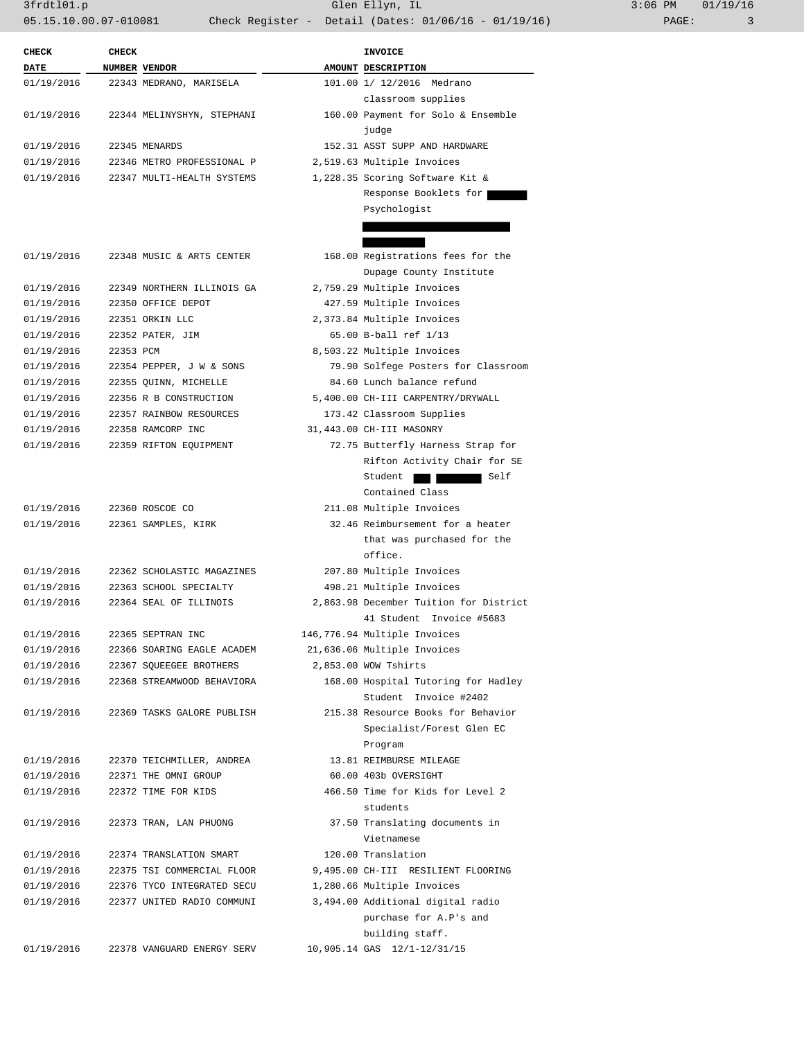| CHECK DATE | CHECK NUMBER | VENDOR | AMOUNT | INVOICE DESCRIPTION |
|---|---|---|---|---|
| 01/19/2016 | 22343 | MEDRANO, MARISELA | 101.00 | 1/ 12/2016 Medrano classroom supplies |
| 01/19/2016 | 22344 | MELINYSHYN, STEPHANI | 160.00 | Payment for Solo & Ensemble judge |
| 01/19/2016 | 22345 | MENARDS | 152.31 | ASST SUPP AND HARDWARE |
| 01/19/2016 | 22346 | METRO PROFESSIONAL P | 2,519.63 | Multiple Invoices |
| 01/19/2016 | 22347 | MULTI-HEALTH SYSTEMS | 1,228.35 | Scoring Software Kit & Response Booklets for [REDACTED] Psychologist [REDACTED] [REDACTED] |
| 01/19/2016 | 22348 | MUSIC & ARTS CENTER | 168.00 | Registrations fees for the Dupage County Institute |
| 01/19/2016 | 22349 | NORTHERN ILLINOIS GA | 2,759.29 | Multiple Invoices |
| 01/19/2016 | 22350 | OFFICE DEPOT | 427.59 | Multiple Invoices |
| 01/19/2016 | 22351 | ORKIN LLC | 2,373.84 | Multiple Invoices |
| 01/19/2016 | 22352 | PATER, JIM | 65.00 | B-ball ref 1/13 |
| 01/19/2016 | 22353 | PCM | 8,503.22 | Multiple Invoices |
| 01/19/2016 | 22354 | PEPPER, J W & SONS | 79.90 | Solfege Posters for Classroom |
| 01/19/2016 | 22355 | QUINN, MICHELLE | 84.60 | Lunch balance refund |
| 01/19/2016 | 22356 | R B CONSTRUCTION | 5,400.00 | CH-III CARPENTRY/DRYWALL |
| 01/19/2016 | 22357 | RAINBOW RESOURCES | 173.42 | Classroom Supplies |
| 01/19/2016 | 22358 | RAMCORP INC | 31,443.00 | CH-III MASONRY |
| 01/19/2016 | 22359 | RIFTON EQUIPMENT | 72.75 | Butterfly Harness Strap for Rifton Activity Chair for SE Student [REDACTED] [REDACTED] Self Contained Class |
| 01/19/2016 | 22360 | ROSCOE CO | 211.08 | Multiple Invoices |
| 01/19/2016 | 22361 | SAMPLES, KIRK | 32.46 | Reimbursement for a heater that was purchased for the office. |
| 01/19/2016 | 22362 | SCHOLASTIC MAGAZINES | 207.80 | Multiple Invoices |
| 01/19/2016 | 22363 | SCHOOL SPECIALTY | 498.21 | Multiple Invoices |
| 01/19/2016 | 22364 | SEAL OF ILLINOIS | 2,863.98 | December Tuition for District 41 Student Invoice #5683 |
| 01/19/2016 | 22365 | SEPTRAN INC | 146,776.94 | Multiple Invoices |
| 01/19/2016 | 22366 | SOARING EAGLE ACADEM | 21,636.06 | Multiple Invoices |
| 01/19/2016 | 22367 | SQUEEGEE BROTHERS | 2,853.00 | WOW Tshirts |
| 01/19/2016 | 22368 | STREAMWOOD BEHAVIORA | 168.00 | Hospital Tutoring for Hadley Student Invoice #2402 |
| 01/19/2016 | 22369 | TASKS GALORE PUBLISH | 215.38 | Resource Books for Behavior Specialist/Forest Glen EC Program |
| 01/19/2016 | 22370 | TEICHMILLER, ANDREA | 13.81 | REIMBURSE MILEAGE |
| 01/19/2016 | 22371 | THE OMNI GROUP | 60.00 | 403b OVERSIGHT |
| 01/19/2016 | 22372 | TIME FOR KIDS | 466.50 | Time for Kids for Level 2 students |
| 01/19/2016 | 22373 | TRAN, LAN PHUONG | 37.50 | Translating documents in Vietnamese |
| 01/19/2016 | 22374 | TRANSLATION SMART | 120.00 | Translation |
| 01/19/2016 | 22375 | TSI COMMERCIAL FLOOR | 9,495.00 | CH-III RESILIENT FLOORING |
| 01/19/2016 | 22376 | TYCO INTEGRATED SECU | 1,280.66 | Multiple Invoices |
| 01/19/2016 | 22377 | UNITED RADIO COMMUNI | 3,494.00 | Additional digital radio purchase for A.P's and building staff. |
| 01/19/2016 | 22378 | VANGUARD ENERGY SERV | 10,905.14 | GAS 12/1-12/31/15 |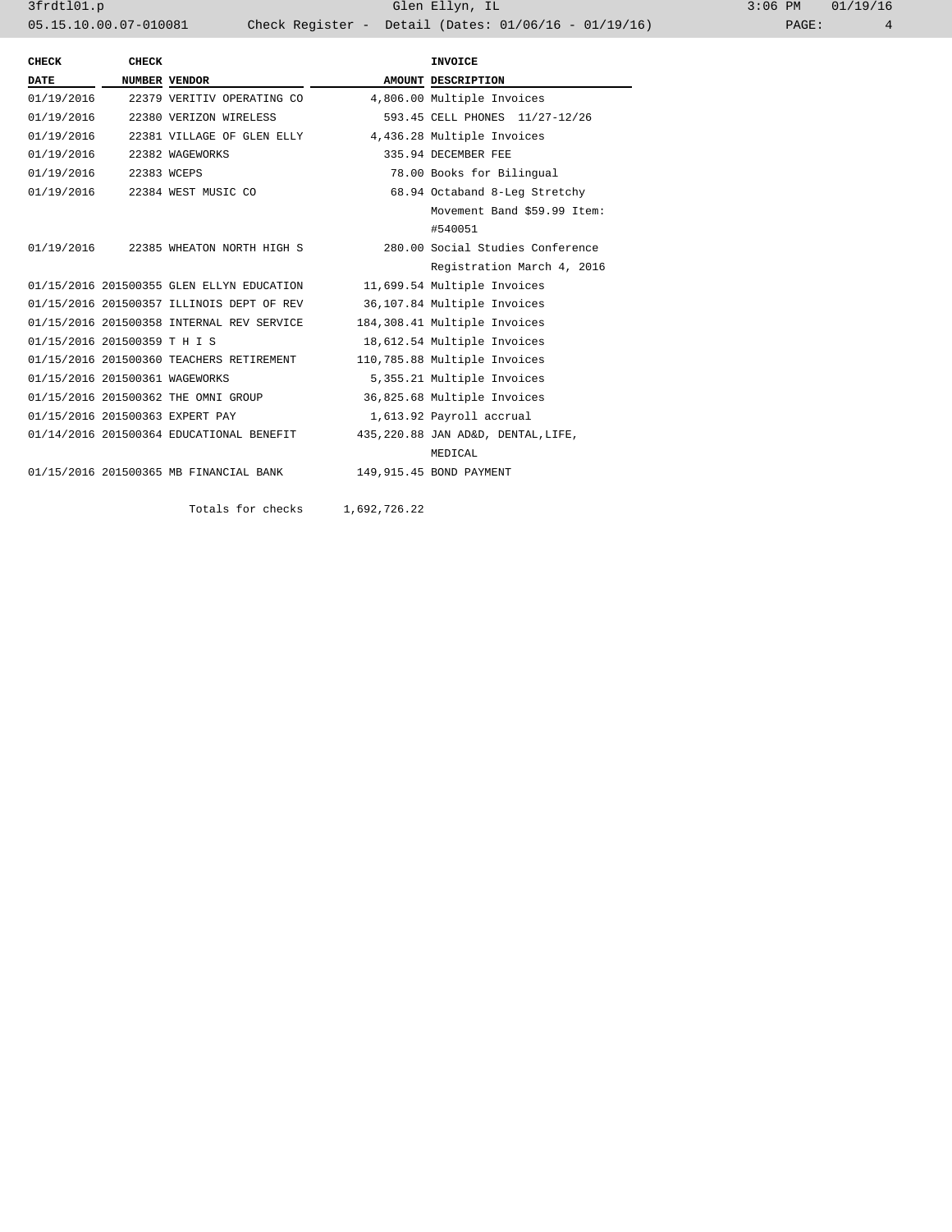| CHECK DATE | CHECK NUMBER | VENDOR | AMOUNT | INVOICE DESCRIPTION |
| --- | --- | --- | --- | --- |
| 01/19/2016 | 22379 | VERITIV OPERATING CO | 4,806.00 | Multiple Invoices |
| 01/19/2016 | 22380 | VERIZON WIRELESS | 593.45 | CELL PHONES 11/27-12/26 |
| 01/19/2016 | 22381 | VILLAGE OF GLEN ELLY | 4,436.28 | Multiple Invoices |
| 01/19/2016 | 22382 | WAGEWORKS | 335.94 | DECEMBER FEE |
| 01/19/2016 | 22383 | WCEPS | 78.00 | Books for Bilingual |
| 01/19/2016 | 22384 | WEST MUSIC CO | 68.94 | Octaband 8-Leg Stretchy Movement Band $59.99 Item: #540051 |
| 01/19/2016 | 22385 | WHEATON NORTH HIGH S | 280.00 | Social Studies Conference Registration March 4, 2016 |
| 01/15/2016 | 201500355 | GLEN ELLYN EDUCATION | 11,699.54 | Multiple Invoices |
| 01/15/2016 | 201500357 | ILLINOIS DEPT OF REV | 36,107.84 | Multiple Invoices |
| 01/15/2016 | 201500358 | INTERNAL REV SERVICE | 184,308.41 | Multiple Invoices |
| 01/15/2016 | 201500359 | T H I S | 18,612.54 | Multiple Invoices |
| 01/15/2016 | 201500360 | TEACHERS RETIREMENT | 110,785.88 | Multiple Invoices |
| 01/15/2016 | 201500361 | WAGEWORKS | 5,355.21 | Multiple Invoices |
| 01/15/2016 | 201500362 | THE OMNI GROUP | 36,825.68 | Multiple Invoices |
| 01/15/2016 | 201500363 | EXPERT PAY | 1,613.92 | Payroll accrual |
| 01/14/2016 | 201500364 | EDUCATIONAL BENEFIT | 435,220.88 | JAN AD&D, DENTAL,LIFE, MEDICAL |
| 01/15/2016 | 201500365 | MB FINANCIAL BANK | 149,915.45 | BOND PAYMENT |
| | | Totals for checks | 1,692,726.22 | |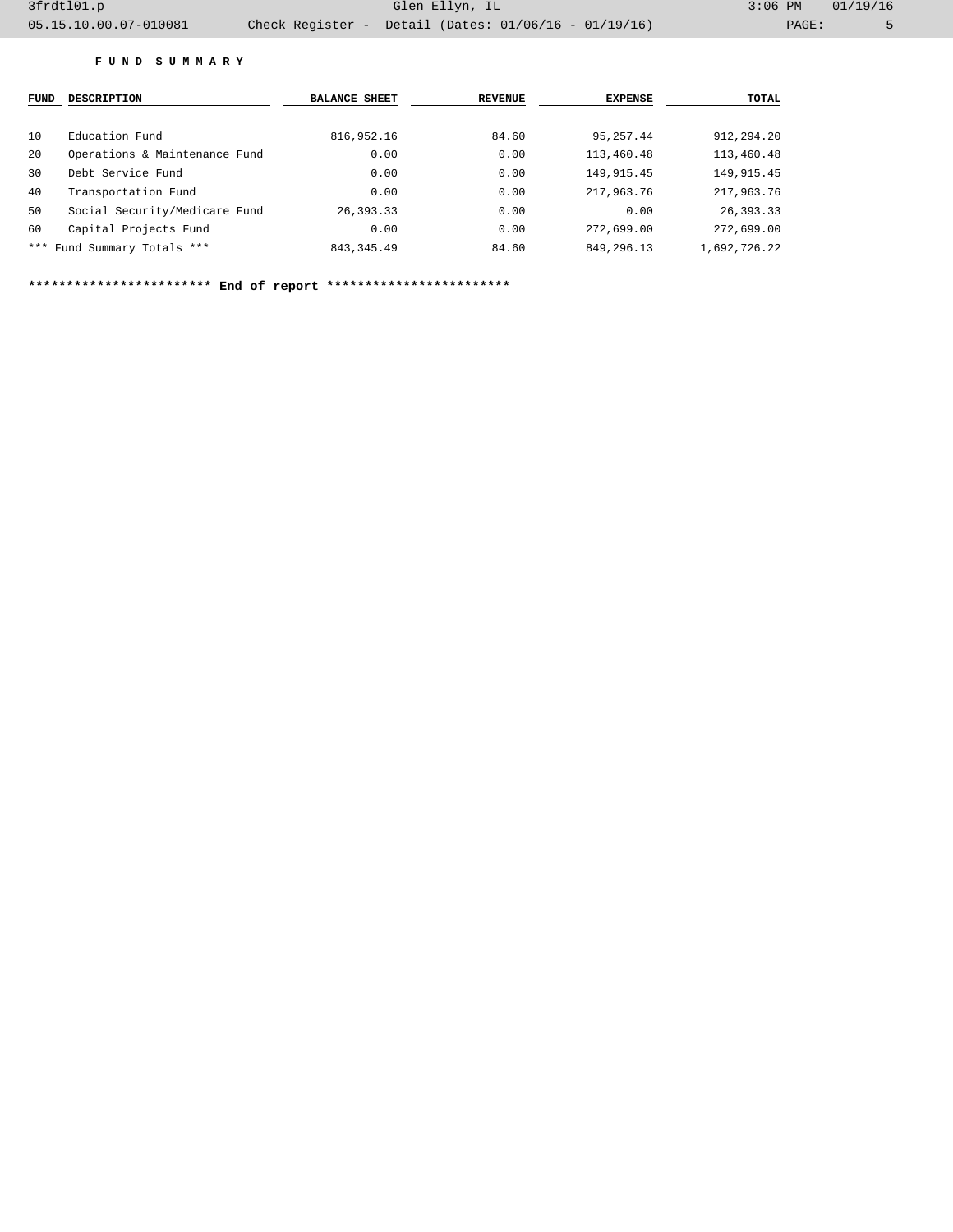**F U N D  S U M M A R Y**

| FUND | DESCRIPTION | BALANCE SHEET | REVENUE | EXPENSE | TOTAL |
|---|---|---|---|---|---|
| 10 | Education Fund | 816,952.16 | 84.60 | 95,257.44 | 912,294.20 |
| 20 | Operations & Maintenance Fund | 0.00 | 0.00 | 113,460.48 | 113,460.48 |
| 30 | Debt Service Fund | 0.00 | 0.00 | 149,915.45 | 149,915.45 |
| 40 | Transportation Fund | 0.00 | 0.00 | 217,963.76 | 217,963.76 |
| 50 | Social Security/Medicare Fund | 26,393.33 | 0.00 | 0.00 | 26,393.33 |
| 60 | Capital Projects Fund | 0.00 | 0.00 | 272,699.00 | 272,699.00 |
| *** Fund Summary Totals *** | | 843,345.49 | 84.60 | 849,296.13 | 1,692,726.22 |

**************************** End of report ****************************